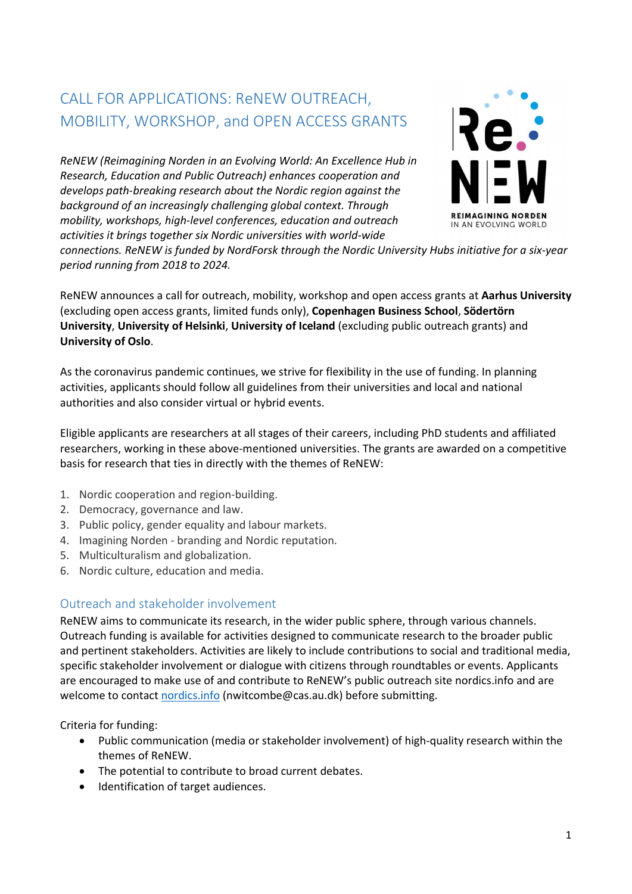# CALL FOR APPLICATIONS: ReNEW OUTREACH, MOBILITY, WORKSHOP, and OPEN ACCESS GRANTS

*ReNEW (Reimagining Norden in an Evolving World: An Excellence Hub in Research, Education and Public Outreach) enhances cooperation and develops path-breaking research about the Nordic region against the background of an increasingly challenging global context. Through mobility, workshops, high-level conferences, education and outreach activities it brings together six Nordic universities with world-wide connections. ReNEW is funded by NordForsk through the Nordic University Hubs initiative for a six-year period running from 2018 to 2024.*

ReNEW announces a call for outreach, mobility, workshop and open access grants at **Aarhus University** (excluding open access grants, limited funds only), **Copenhagen Business School**, **Södertörn University**, **University of Helsinki**, **University of Iceland** (excluding public outreach grants) and **University of Oslo**.

As the coronavirus pandemic continues, we strive for flexibility in the use of funding. In planning activities, applicants should follow all guidelines from their universities and local and national authorities and also consider virtual or hybrid events.

Eligible applicants are researchers at all stages of their careers, including PhD students and affiliated researchers, working in these above-mentioned universities. The grants are awarded on a competitive basis for research that ties in directly with the themes of ReNEW:

1. Nordic cooperation and region-building.
2. Democracy, governance and law.
3. Public policy, gender equality and labour markets.
4. Imagining Norden - branding and Nordic reputation.
5. Multiculturalism and globalization.
6. Nordic culture, education and media.

## Outreach and stakeholder involvement

ReNEW aims to communicate its research, in the wider public sphere, through various channels. Outreach funding is available for activities designed to communicate research to the broader public and pertinent stakeholders. Activities are likely to include contributions to social and traditional media, specific stakeholder involvement or dialogue with citizens through roundtables or events. Applicants are encouraged to make use of and contribute to ReNEW's public outreach site nordics.info and are welcome to contact nordics.info (nwitcombe@cas.au.dk) before submitting.

Criteria for funding:

- Public communication (media or stakeholder involvement) of high-quality research within the themes of ReNEW.
- The potential to contribute to broad current debates.
- Identification of target audiences.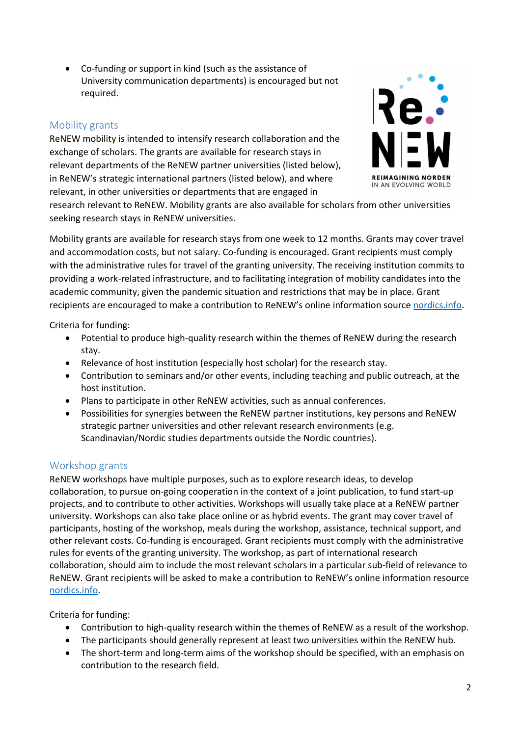- Co-funding or support in kind (such as the assistance of University communication departments) is encouraged but not required.

## Mobility grants

ReNEW mobility is intended to intensify research collaboration and the exchange of scholars. The grants are available for research stays in relevant departments of the ReNEW partner universities (listed below), in ReNEW's strategic international partners (listed below), and where relevant, in other universities or departments that are engaged in research relevant to ReNEW. Mobility grants are also available for scholars from other universities seeking research stays in ReNEW universities.

Mobility grants are available for research stays from one week to 12 months. Grants may cover travel and accommodation costs, but not salary. Co-funding is encouraged. Grant recipients must comply with the administrative rules for travel of the granting university. The receiving institution commits to providing a work-related infrastructure, and to facilitating integration of mobility candidates into the academic community, given the pandemic situation and restrictions that may be in place. Grant recipients are encouraged to make a contribution to ReNEW's online information source [nordics.info](nordics.info).

Criteria for funding:

- Potential to produce high-quality research within the themes of ReNEW during the research stay.
- Relevance of host institution (especially host scholar) for the research stay.
- Contribution to seminars and/or other events, including teaching and public outreach, at the host institution.
- Plans to participate in other ReNEW activities, such as annual conferences.
- Possibilities for synergies between the ReNEW partner institutions, key persons and ReNEW strategic partner universities and other relevant research environments (e.g. Scandinavian/Nordic studies departments outside the Nordic countries).

## Workshop grants

ReNEW workshops have multiple purposes, such as to explore research ideas, to develop collaboration, to pursue on-going cooperation in the context of a joint publication, to fund start-up projects, and to contribute to other activities. Workshops will usually take place at a ReNEW partner university. Workshops can also take place online or as hybrid events. The grant may cover travel of participants, hosting of the workshop, meals during the workshop, assistance, technical support, and other relevant costs. Co-funding is encouraged. Grant recipients must comply with the administrative rules for events of the granting university. The workshop, as part of international research collaboration, should aim to include the most relevant scholars in a particular sub-field of relevance to ReNEW. Grant recipients will be asked to make a contribution to ReNEW's online information resource [nordics.info](nordics.info).

Criteria for funding:

- Contribution to high-quality research within the themes of ReNEW as a result of the workshop.
- The participants should generally represent at least two universities within the ReNEW hub.
- The short-term and long-term aims of the workshop should be specified, with an emphasis on contribution to the research field.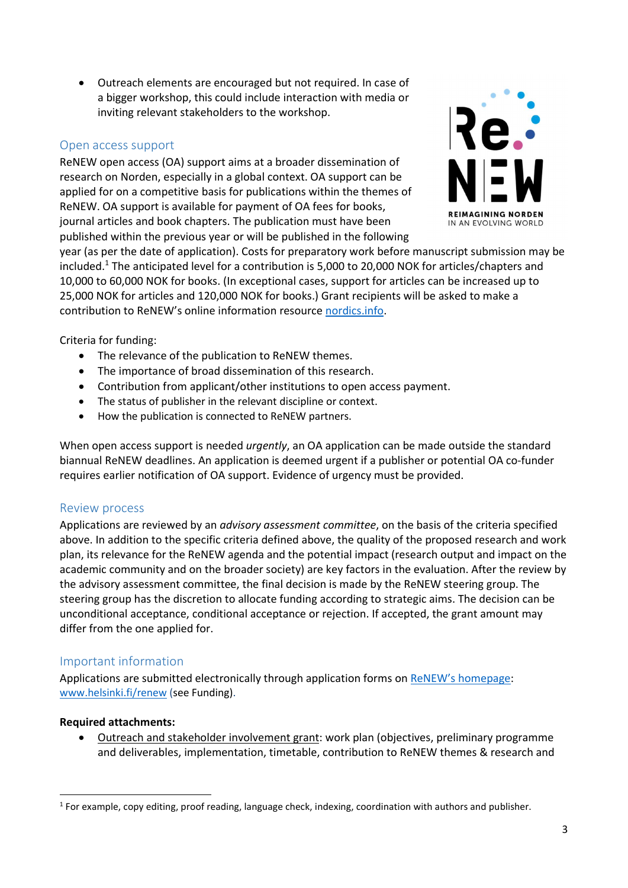- Outreach elements are encouraged but not required. In case of a bigger workshop, this could include interaction with media or inviting relevant stakeholders to the workshop.

## Open access support

ReNEW open access (OA) support aims at a broader dissemination of research on Norden, especially in a global context. OA support can be applied for on a competitive basis for publications within the themes of ReNEW. OA support is available for payment of OA fees for books, journal articles and book chapters. The publication must have been published within the previous year or will be published in the following year (as per the date of application). Costs for preparatory work before manuscript submission may be included.[1] The anticipated level for a contribution is 5,000 to 20,000 NOK for articles/chapters and 10,000 to 60,000 NOK for books. (In exceptional cases, support for articles can be increased up to 25,000 NOK for articles and 120,000 NOK for books.) Grant recipients will be asked to make a contribution to ReNEW's online information resource [nordics.info](nordics.info).

Criteria for funding:

- The relevance of the publication to ReNEW themes.
- The importance of broad dissemination of this research.
- Contribution from applicant/other institutions to open access payment.
- The status of publisher in the relevant discipline or context.
- How the publication is connected to ReNEW partners.

When open access support is needed *urgently*, an OA application can be made outside the standard biannual ReNEW deadlines. An application is deemed urgent if a publisher or potential OA co-funder requires earlier notification of OA support. Evidence of urgency must be provided.

## Review process

Applications are reviewed by an *advisory assessment committee*, on the basis of the criteria specified above. In addition to the specific criteria defined above, the quality of the proposed research and work plan, its relevance for the ReNEW agenda and the potential impact (research output and impact on the academic community and on the broader society) are key factors in the evaluation. After the review by the advisory assessment committee, the final decision is made by the ReNEW steering group. The steering group has the discretion to allocate funding according to strategic aims. The decision can be unconditional acceptance, conditional acceptance or rejection. If accepted, the grant amount may differ from the one applied for.

## Important information

Applications are submitted electronically through application forms on [ReNEW's homepage](www.helsinki.fi/renew): [www.helsinki.fi/renew](www.helsinki.fi/renew) (see Funding).

**Required attachments:**

- Outreach and stakeholder involvement grant: work plan (objectives, preliminary programme and deliverables, implementation, timetable, contribution to ReNEW themes & research and

[1] For example, copy editing, proof reading, language check, indexing, coordination with authors and publisher.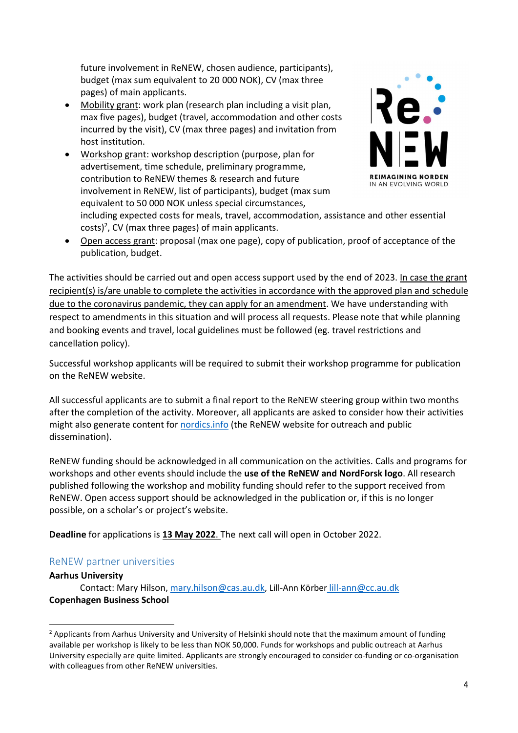future involvement in ReNEW, chosen audience, participants), budget (max sum equivalent to 20 000 NOK), CV (max three pages) of main applicants.

- Mobility grant: work plan (research plan including a visit plan, max five pages), budget (travel, accommodation and other costs incurred by the visit), CV (max three pages) and invitation from host institution.
- Workshop grant: workshop description (purpose, plan for advertisement, time schedule, preliminary programme, contribution to ReNEW themes & research and future involvement in ReNEW, list of participants), budget (max sum equivalent to 50 000 NOK unless special circumstances, including expected costs for meals, travel, accommodation, assistance and other essential costs)[2], CV (max three pages) of main applicants.
- Open access grant: proposal (max one page), copy of publication, proof of acceptance of the publication, budget.

The activities should be carried out and open access support used by the end of 2023. In case the grant recipient(s) is/are unable to complete the activities in accordance with the approved plan and schedule due to the coronavirus pandemic, they can apply for an amendment. We have understanding with respect to amendments in this situation and will process all requests. Please note that while planning and booking events and travel, local guidelines must be followed (eg. travel restrictions and cancellation policy).

Successful workshop applicants will be required to submit their workshop programme for publication on the ReNEW website.

All successful applicants are to submit a final report to the ReNEW steering group within two months after the completion of the activity. Moreover, all applicants are asked to consider how their activities might also generate content for nordics.info (the ReNEW website for outreach and public dissemination).

ReNEW funding should be acknowledged in all communication on the activities. Calls and programs for workshops and other events should include the **use of the ReNEW and NordForsk logo**. All research published following the workshop and mobility funding should refer to the support received from ReNEW. Open access support should be acknowledged in the publication or, if this is no longer possible, on a scholar's or project's website.

**Deadline** for applications is **13 May 2022**. The next call will open in October 2022.

## ReNEW partner universities

**Aarhus University**

Contact: Mary Hilson, mary.hilson@cas.au.dk, Lill-Ann Körber lill-ann@cc.au.dk

**Copenhagen Business School**

---

[2] Applicants from Aarhus University and University of Helsinki should note that the maximum amount of funding available per workshop is likely to be less than NOK 50,000. Funds for workshops and public outreach at Aarhus University especially are quite limited. Applicants are strongly encouraged to consider co-funding or co-organisation with colleagues from other ReNEW universities.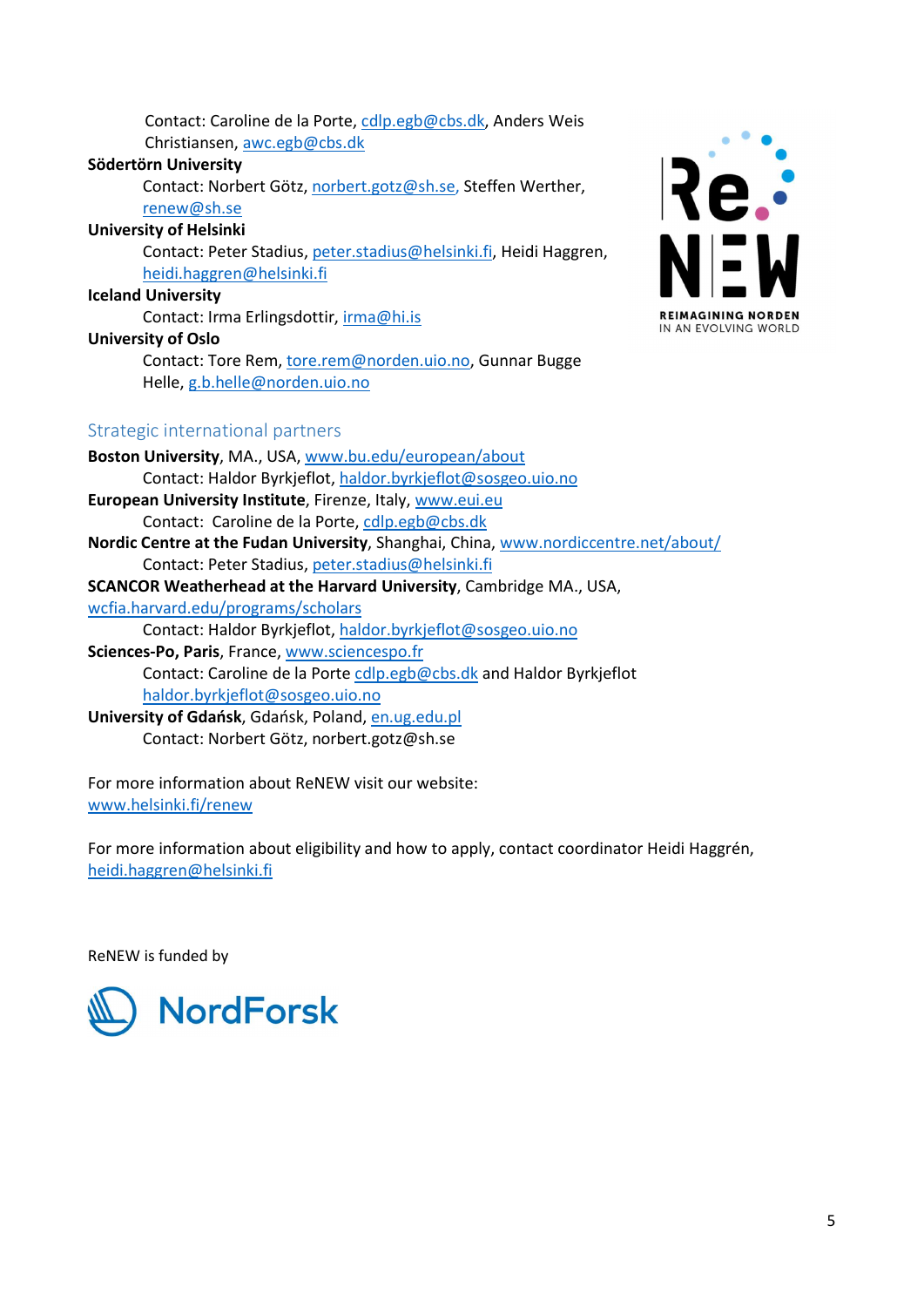Contact: Caroline de la Porte, cdlp.egb@cbs.dk, Anders Weis Christiansen, awc.egb@cbs.dk

**Södertörn University**

Contact: Norbert Götz, norbert.gotz@sh.se, Steffen Werther, renew@sh.se

**University of Helsinki**

Contact: Peter Stadius, peter.stadius@helsinki.fi, Heidi Haggren, heidi.haggren@helsinki.fi

**Iceland University**

Contact: Irma Erlingsdottir, irma@hi.is

**University of Oslo**

Contact: Tore Rem, tore.rem@norden.uio.no, Gunnar Bugge Helle, g.b.helle@norden.uio.no

## Strategic international partners

**Boston University**, MA., USA, www.bu.edu/european/about

Contact: Haldor Byrkjeflot, haldor.byrkjeflot@sosgeo.uio.no

**European University Institute**, Firenze, Italy, www.eui.eu

Contact: Caroline de la Porte, cdlp.egb@cbs.dk

**Nordic Centre at the Fudan University**, Shanghai, China, www.nordiccentre.net/about/

Contact: Peter Stadius, peter.stadius@helsinki.fi

**SCANCOR Weatherhead at the Harvard University**, Cambridge MA., USA, wcfia.harvard.edu/programs/scholars

Contact: Haldor Byrkjeflot, haldor.byrkjeflot@sosgeo.uio.no

**Sciences-Po, Paris**, France, www.sciencespo.fr

Contact: Caroline de la Porte cdlp.egb@cbs.dk and Haldor Byrkjeflot haldor.byrkjeflot@sosgeo.uio.no

**University of Gdańsk**, Gdańsk, Poland, en.ug.edu.pl

Contact: Norbert Götz, norbert.gotz@sh.se

For more information about ReNEW visit our website: www.helsinki.fi/renew

For more information about eligibility and how to apply, contact coordinator Heidi Haggrén, heidi.haggren@helsinki.fi

ReNEW is funded by

NordForsk